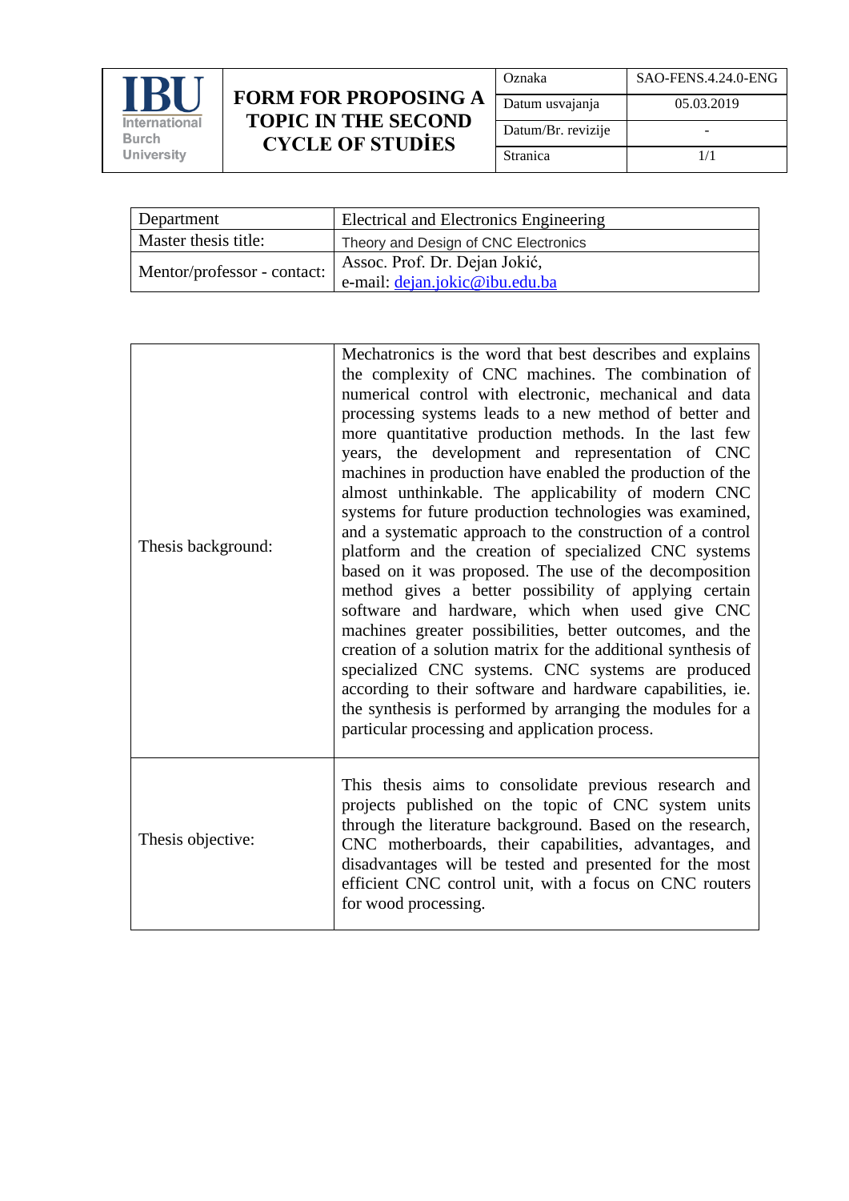| IBU International Burch University | FORM FOR PROPOSING A TOPIC IN THE SECOND CYCLE OF STUDİES | Oznaka | SAO-FENS.4.24.0-ENG |
|---|---|---|---|
| | | Datum usvajanja | 05.03.2019 |
| | | Datum/Br. revizije | - |
| | | Stranica | 1/1 |

| Department | Electrical and Electronics Engineering |
|---|---|
| Master thesis title: | Theory and Design of CNC Electronics |
| Mentor/professor - contact: | Assoc. Prof. Dr. Dejan Jokić, e-mail: dejan.jokic@ibu.edu.ba |

| | |
|---|---|
| Thesis background: | Mechatronics is the word that best describes and explains the complexity of CNC machines. The combination of numerical control with electronic, mechanical and data processing systems leads to a new method of better and more quantitative production methods. In the last few years, the development and representation of CNC machines in production have enabled the production of the almost unthinkable. The applicability of modern CNC systems for future production technologies was examined, and a systematic approach to the construction of a control platform and the creation of specialized CNC systems based on it was proposed. The use of the decomposition method gives a better possibility of applying certain software and hardware, which when used give CNC machines greater possibilities, better outcomes, and the creation of a solution matrix for the additional synthesis of specialized CNC systems. CNC systems are produced according to their software and hardware capabilities, ie. the synthesis is performed by arranging the modules for a particular processing and application process. |
| Thesis objective: | This thesis aims to consolidate previous research and projects published on the topic of CNC system units through the literature background. Based on the research, CNC motherboards, their capabilities, advantages, and disadvantages will be tested and presented for the most efficient CNC control unit, with a focus on CNC routers for wood processing. |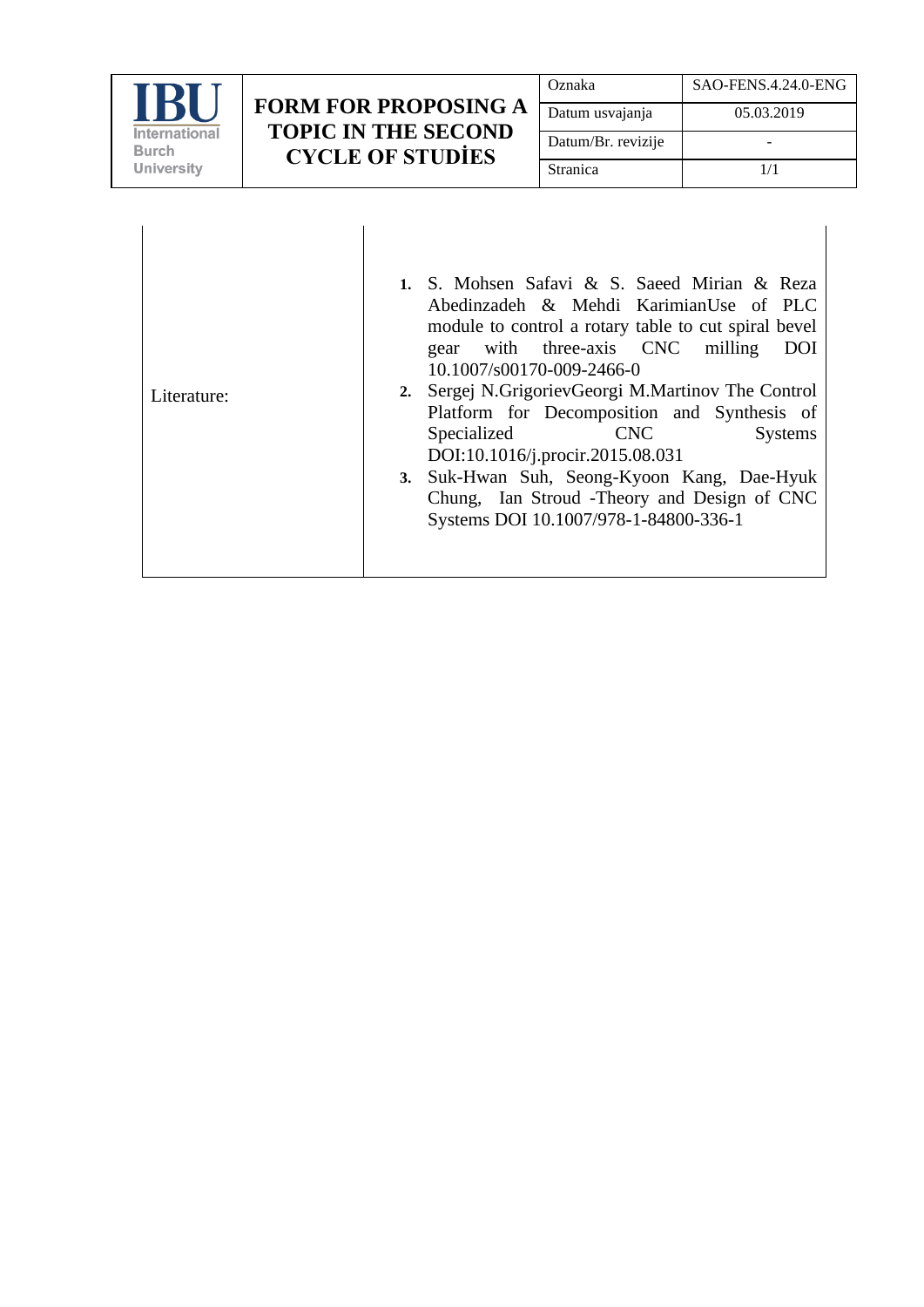| | |
|---|---|
| Literature: | 1. S. Mohsen Safavi & S. Saeed Mirian & Reza Abedinzadeh & Mehdi KarimianUse of PLC module to control a rotary table to cut spiral bevel gear with three-axis CNC milling DOI 10.1007/s00170-009-2466-0<br>2. Sergej N.GrigorievGeorgi M.Martinov The Control Platform for Decomposition and Synthesis of Specialized CNC Systems DOI:10.1016/j.procir.2015.08.031<br>3. Suk-Hwan Suh, Seong-Kyoon Kang, Dae-Hyuk Chung, Ian Stroud -Theory and Design of CNC Systems DOI 10.1007/978-1-84800-336-1 |